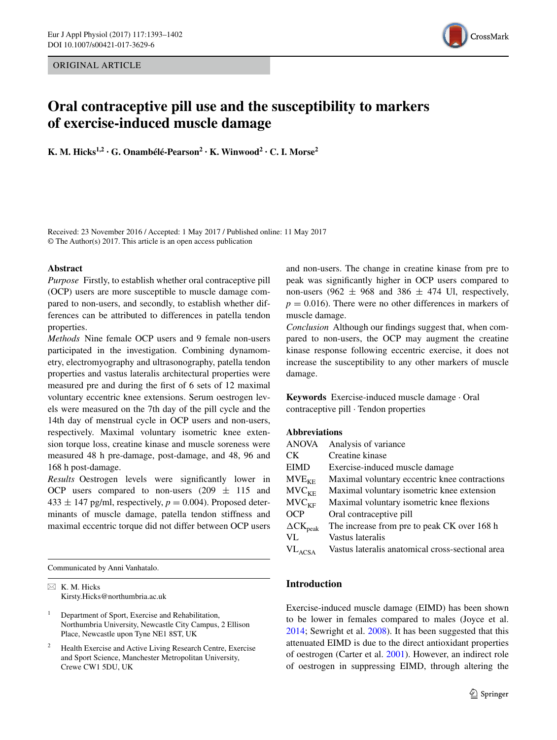ORIGINAL ARTICLE

# Oral contraceptive pill use and the susceptibility to markers of exercise-induced muscle damage

**K. M. Hicks[1,2] · G. Onambélé-Pearson[2] · K. Winwood[2] · C. I. Morse[2]**

Received: 23 November 2016 / Accepted: 1 May 2017 / Published online: 11 May 2017
© The Author(s) 2017. This article is an open access publication

## Abstract

*Purpose* Firstly, to establish whether oral contraceptive pill (OCP) users are more susceptible to muscle damage compared to non-users, and secondly, to establish whether differences can be attributed to differences in patella tendon properties.

*Methods* Nine female OCP users and 9 female non-users participated in the investigation. Combining dynamometry, electromyography and ultrasonography, patella tendon properties and vastus lateralis architectural properties were measured pre and during the first of 6 sets of 12 maximal voluntary eccentric knee extensions. Serum oestrogen levels were measured on the 7th day of the pill cycle and the 14th day of menstrual cycle in OCP users and non-users, respectively. Maximal voluntary isometric knee extension torque loss, creatine kinase and muscle soreness were measured 48 h pre-damage, post-damage, and 48, 96 and 168 h post-damage.

*Results* Oestrogen levels were significantly lower in OCP users compared to non-users (209 ± 115 and 433 ± 147 pg/ml, respectively, $p = 0.004$). Proposed determinants of muscle damage, patella tendon stiffness and maximal eccentric torque did not differ between OCP users and non-users. The change in creatine kinase from pre to peak was significantly higher in OCP users compared to non-users (962 ± 968 and 386 ± 474 Ul, respectively, $p = 0.016$). There were no other differences in markers of muscle damage.

*Conclusion* Although our findings suggest that, when compared to non-users, the OCP may augment the creatine kinase response following eccentric exercise, it does not increase the susceptibility to any other markers of muscle damage.

**Keywords** Exercise-induced muscle damage · Oral contraceptive pill · Tendon properties

**Abbreviations**

| | |
|---|---|
| ANOVA | Analysis of variance |
| CK | Creatine kinase |
| EIMD | Exercise-induced muscle damage |
| $MVE_{KE}$ | Maximal voluntary eccentric knee contractions |
| $MVC_{KE}$ | Maximal voluntary isometric knee extension |
| $MVC_{KF}$ | Maximal voluntary isometric knee flexions |
| OCP | Oral contraceptive pill |
| $\Delta CK_{peak}$ | The increase from pre to peak CK over 168 h |
| VL | Vastus lateralis |
| $VL_{ACSA}$ | Vastus lateralis anatomical cross-sectional area |

Communicated by Anni Vanhatalo.

✉ K. M. Hicks
Kirsty.Hicks@northumbria.ac.uk

[1] Department of Sport, Exercise and Rehabilitation, Northumbria University, Newcastle City Campus, 2 Ellison Place, Newcastle upon Tyne NE1 8ST, UK

[2] Health Exercise and Active Living Research Centre, Exercise and Sport Science, Manchester Metropolitan University, Crewe CW1 5DU, UK

## Introduction

Exercise-induced muscle damage (EIMD) has been shown to be lower in females compared to males (Joyce et al. 2014; Sewright et al. 2008). It has been suggested that this attenuated EIMD is due to the direct antioxidant properties of oestrogen (Carter et al. 2001). However, an indirect role of oestrogen in suppressing EIMD, through altering the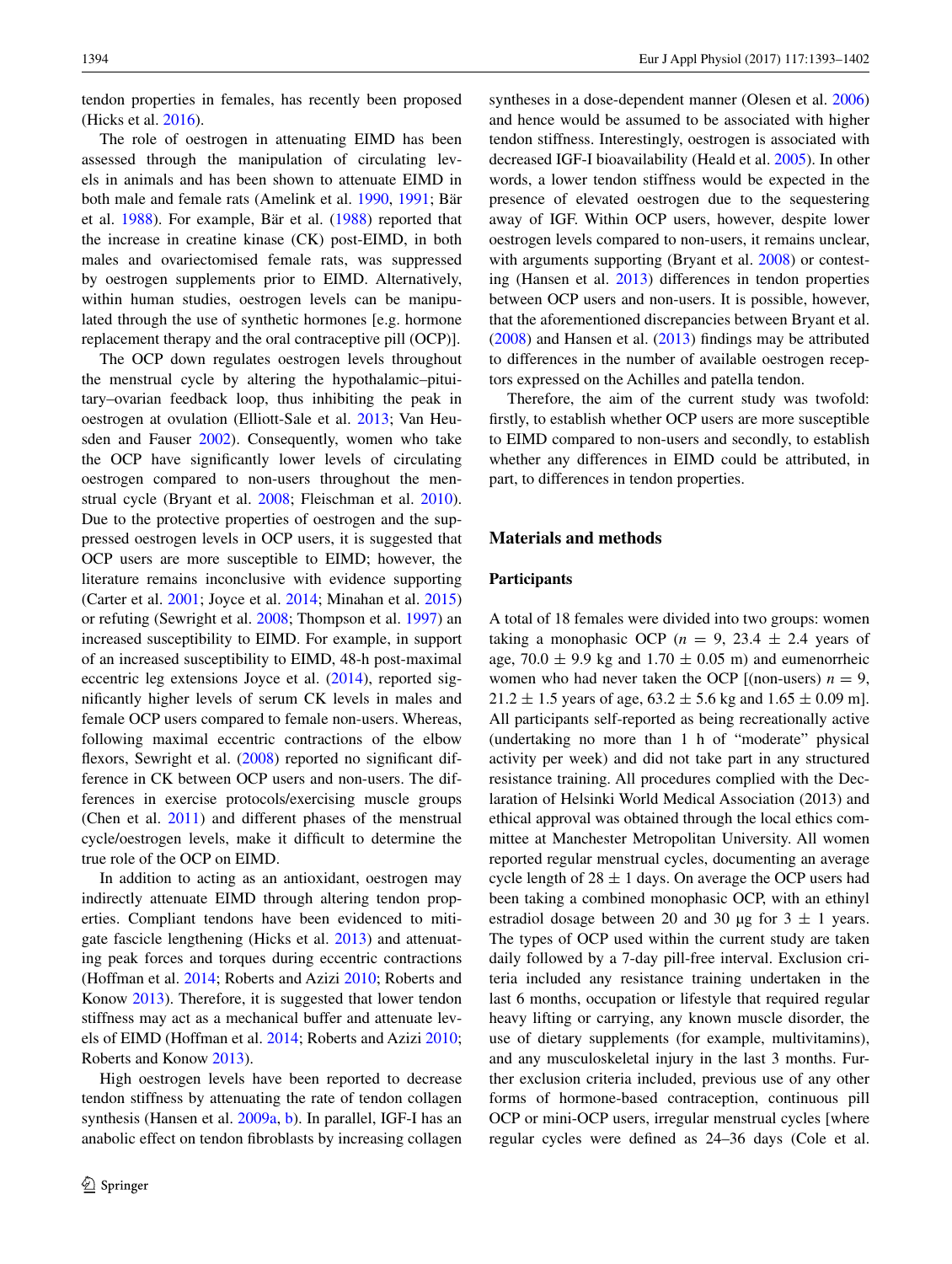tendon properties in females, has recently been proposed (Hicks et al. 2016).

The role of oestrogen in attenuating EIMD has been assessed through the manipulation of circulating levels in animals and has been shown to attenuate EIMD in both male and female rats (Amelink et al. 1990, 1991; Bär et al. 1988). For example, Bär et al. (1988) reported that the increase in creatine kinase (CK) post-EIMD, in both males and ovariectomised female rats, was suppressed by oestrogen supplements prior to EIMD. Alternatively, within human studies, oestrogen levels can be manipulated through the use of synthetic hormones [e.g. hormone replacement therapy and the oral contraceptive pill (OCP)].

The OCP down regulates oestrogen levels throughout the menstrual cycle by altering the hypothalamic–pituitary–ovarian feedback loop, thus inhibiting the peak in oestrogen at ovulation (Elliott-Sale et al. 2013; Van Heusden and Fauser 2002). Consequently, women who take the OCP have significantly lower levels of circulating oestrogen compared to non-users throughout the menstrual cycle (Bryant et al. 2008; Fleischman et al. 2010). Due to the protective properties of oestrogen and the suppressed oestrogen levels in OCP users, it is suggested that OCP users are more susceptible to EIMD; however, the literature remains inconclusive with evidence supporting (Carter et al. 2001; Joyce et al. 2014; Minahan et al. 2015) or refuting (Sewright et al. 2008; Thompson et al. 1997) an increased susceptibility to EIMD. For example, in support of an increased susceptibility to EIMD, 48-h post-maximal eccentric leg extensions Joyce et al. (2014), reported significantly higher levels of serum CK levels in males and female OCP users compared to female non-users. Whereas, following maximal eccentric contractions of the elbow flexors, Sewright et al. (2008) reported no significant difference in CK between OCP users and non-users. The differences in exercise protocols/exercising muscle groups (Chen et al. 2011) and different phases of the menstrual cycle/oestrogen levels, make it difficult to determine the true role of the OCP on EIMD.

In addition to acting as an antioxidant, oestrogen may indirectly attenuate EIMD through altering tendon properties. Compliant tendons have been evidenced to mitigate fascicle lengthening (Hicks et al. 2013) and attenuating peak forces and torques during eccentric contractions (Hoffman et al. 2014; Roberts and Azizi 2010; Roberts and Konow 2013). Therefore, it is suggested that lower tendon stiffness may act as a mechanical buffer and attenuate levels of EIMD (Hoffman et al. 2014; Roberts and Azizi 2010; Roberts and Konow 2013).

High oestrogen levels have been reported to decrease tendon stiffness by attenuating the rate of tendon collagen synthesis (Hansen et al. 2009a, b). In parallel, IGF-I has an anabolic effect on tendon fibroblasts by increasing collagen syntheses in a dose-dependent manner (Olesen et al. 2006) and hence would be assumed to be associated with higher tendon stiffness. Interestingly, oestrogen is associated with decreased IGF-I bioavailability (Heald et al. 2005). In other words, a lower tendon stiffness would be expected in the presence of elevated oestrogen due to the sequestering away of IGF. Within OCP users, however, despite lower oestrogen levels compared to non-users, it remains unclear, with arguments supporting (Bryant et al. 2008) or contesting (Hansen et al. 2013) differences in tendon properties between OCP users and non-users. It is possible, however, that the aforementioned discrepancies between Bryant et al. (2008) and Hansen et al. (2013) findings may be attributed to differences in the number of available oestrogen receptors expressed on the Achilles and patella tendon.

Therefore, the aim of the current study was twofold: firstly, to establish whether OCP users are more susceptible to EIMD compared to non-users and secondly, to establish whether any differences in EIMD could be attributed, in part, to differences in tendon properties.

## Materials and methods

### Participants

A total of 18 females were divided into two groups: women taking a monophasic OCP ($n = 9$, $23.4 \pm 2.4$ years of age, $70.0 \pm 9.9$ kg and $1.70 \pm 0.05$ m) and eumenorrheic women who had never taken the OCP [(non-users) $n = 9$, $21.2 \pm 1.5$ years of age, $63.2 \pm 5.6$ kg and $1.65 \pm 0.09$ m]. All participants self-reported as being recreationally active (undertaking no more than 1 h of "moderate" physical activity per week) and did not take part in any structured resistance training. All procedures complied with the Declaration of Helsinki World Medical Association (2013) and ethical approval was obtained through the local ethics committee at Manchester Metropolitan University. All women reported regular menstrual cycles, documenting an average cycle length of $28 \pm 1$ days. On average the OCP users had been taking a combined monophasic OCP, with an ethinyl estradiol dosage between 20 and 30 µg for $3 \pm 1$ years. The types of OCP used within the current study are taken daily followed by a 7-day pill-free interval. Exclusion criteria included any resistance training undertaken in the last 6 months, occupation or lifestyle that required regular heavy lifting or carrying, any known muscle disorder, the use of dietary supplements (for example, multivitamins), and any musculoskeletal injury in the last 3 months. Further exclusion criteria included, previous use of any other forms of hormone-based contraception, continuous pill OCP or mini-OCP users, irregular menstrual cycles [where regular cycles were defined as 24–36 days (Cole et al.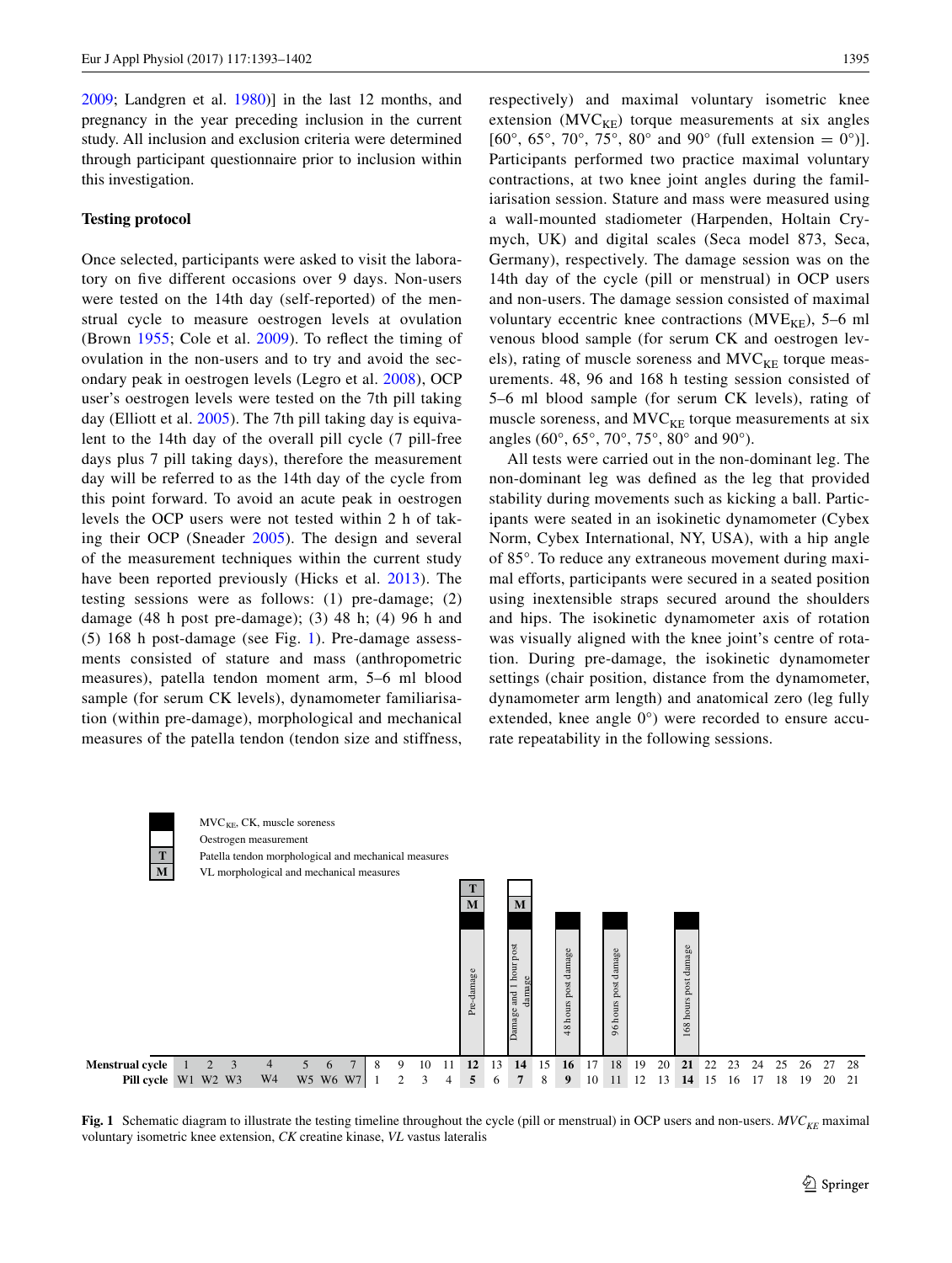2009; Landgren et al. 1980)] in the last 12 months, and pregnancy in the year preceding inclusion in the current study. All inclusion and exclusion criteria were determined through participant questionnaire prior to inclusion within this investigation.

### Testing protocol

Once selected, participants were asked to visit the laboratory on five different occasions over 9 days. Non-users were tested on the 14th day (self-reported) of the menstrual cycle to measure oestrogen levels at ovulation (Brown 1955; Cole et al. 2009). To reflect the timing of ovulation in the non-users and to try and avoid the secondary peak in oestrogen levels (Legro et al. 2008), OCP user's oestrogen levels were tested on the 7th pill taking day (Elliott et al. 2005). The 7th pill taking day is equivalent to the 14th day of the overall pill cycle (7 pill-free days plus 7 pill taking days), therefore the measurement day will be referred to as the 14th day of the cycle from this point forward. To avoid an acute peak in oestrogen levels the OCP users were not tested within 2 h of taking their OCP (Sneader 2005). The design and several of the measurement techniques within the current study have been reported previously (Hicks et al. 2013). The testing sessions were as follows: (1) pre-damage; (2) damage (48 h post pre-damage); (3) 48 h; (4) 96 h and (5) 168 h post-damage (see Fig. 1). Pre-damage assessments consisted of stature and mass (anthropometric measures), patella tendon moment arm, 5–6 ml blood sample (for serum CK levels), dynamometer familiarisation (within pre-damage), morphological and mechanical measures of the patella tendon (tendon size and stiffness, respectively) and maximal voluntary isometric knee extension ($MVC_{KE}$) torque measurements at six angles [60°, 65°, 70°, 75°, 80° and 90° (full extension = 0°)]. Participants performed two practice maximal voluntary contractions, at two knee joint angles during the familiarisation session. Stature and mass were measured using a wall-mounted stadiometer (Harpenden, Holtain Crymych, UK) and digital scales (Seca model 873, Seca, Germany), respectively. The damage session was on the 14th day of the cycle (pill or menstrual) in OCP users and non-users. The damage session consisted of maximal voluntary eccentric knee contractions ($MVE_{KE}$), 5–6 ml venous blood sample (for serum CK and oestrogen levels), rating of muscle soreness and $MVC_{KE}$ torque measurements. 48, 96 and 168 h testing session consisted of 5–6 ml blood sample (for serum CK levels), rating of muscle soreness, and $MVC_{KE}$ torque measurements at six angles (60°, 65°, 70°, 75°, 80° and 90°).

All tests were carried out in the non-dominant leg. The non-dominant leg was defined as the leg that provided stability during movements such as kicking a ball. Participants were seated in an isokinetic dynamometer (Cybex Norm, Cybex International, NY, USA), with a hip angle of 85°. To reduce any extraneous movement during maximal efforts, participants were secured in a seated position using inextensible straps secured around the shoulders and hips. The isokinetic dynamometer axis of rotation was visually aligned with the knee joint's centre of rotation. During pre-damage, the isokinetic dynamometer settings (chair position, distance from the dynamometer, dynamometer arm length) and anatomical zero (leg fully extended, knee angle 0°) were recorded to ensure accurate repeatability in the following sessions.

**Fig. 1** Schematic diagram to illustrate the testing timeline throughout the cycle (pill or menstrual) in OCP users and non-users. *$MVC_{KE}$* maximal voluntary isometric knee extension, *CK* creatine kinase, *VL* vastus lateralis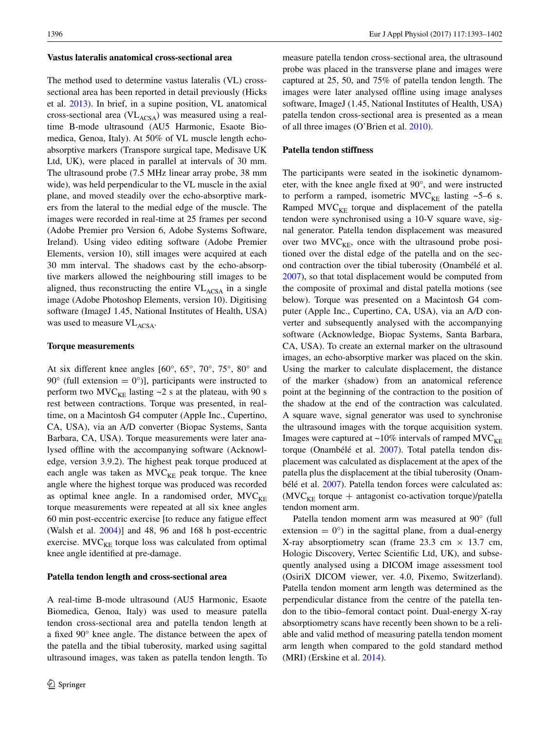### Vastus lateralis anatomical cross-sectional area

The method used to determine vastus lateralis (VL) cross-sectional area has been reported in detail previously (Hicks et al. 2013). In brief, in a supine position, VL anatomical cross-sectional area ($VL_{ACSA}$) was measured using a real-time B-mode ultrasound (AU5 Harmonic, Esaote Biomedica, Genoa, Italy). At 50% of VL muscle length echo-absorptive markers (Transpore surgical tape, Medisave UK Ltd, UK), were placed in parallel at intervals of 30 mm. The ultrasound probe (7.5 MHz linear array probe, 38 mm wide), was held perpendicular to the VL muscle in the axial plane, and moved steadily over the echo-absorptive markers from the lateral to the medial edge of the muscle. The images were recorded in real-time at 25 frames per second (Adobe Premier pro Version 6, Adobe Systems Software, Ireland). Using video editing software (Adobe Premier Elements, version 10), still images were acquired at each 30 mm interval. The shadows cast by the echo-absorptive markers allowed the neighbouring still images to be aligned, thus reconstructing the entire $VL_{ACSA}$ in a single image (Adobe Photoshop Elements, version 10). Digitising software (ImageJ 1.45, National Institutes of Health, USA) was used to measure $VL_{ACSA}$.

### Torque measurements

At six different knee angles [60°, 65°, 70°, 75°, 80° and 90° (full extension = 0°)], participants were instructed to perform two $MVC_{KE}$ lasting ~2 s at the plateau, with 90 s rest between contractions. Torque was presented, in real-time, on a Macintosh G4 computer (Apple Inc., Cupertino, CA, USA), via an A/D converter (Biopac Systems, Santa Barbara, CA, USA). Torque measurements were later analysed offline with the accompanying software (Acknowledge, version 3.9.2). The highest peak torque produced at each angle was taken as $MVC_{KE}$ peak torque. The knee angle where the highest torque was produced was recorded as optimal knee angle. In a randomised order, $MVC_{KE}$ torque measurements were repeated at all six knee angles 60 min post-eccentric exercise [to reduce any fatigue effect (Walsh et al. 2004)] and 48, 96 and 168 h post-eccentric exercise. $MVC_{KE}$ torque loss was calculated from optimal knee angle identified at pre-damage.

### Patella tendon length and cross-sectional area

A real-time B-mode ultrasound (AU5 Harmonic, Esaote Biomedica, Genoa, Italy) was used to measure patella tendon cross-sectional area and patella tendon length at a fixed 90° knee angle. The distance between the apex of the patella and the tibial tuberosity, marked using sagittal ultrasound images, was taken as patella tendon length. To measure patella tendon cross-sectional area, the ultrasound probe was placed in the transverse plane and images were captured at 25, 50, and 75% of patella tendon length. The images were later analysed offline using image analyses software, ImageJ (1.45, National Institutes of Health, USA) patella tendon cross-sectional area is presented as a mean of all three images (O'Brien et al. 2010).

### Patella tendon stiffness

The participants were seated in the isokinetic dynamometer, with the knee angle fixed at 90°, and were instructed to perform a ramped, isometric $MVC_{KE}$ lasting ~5–6 s. Ramped $MVC_{KE}$ torque and displacement of the patella tendon were synchronised using a 10-V square wave, signal generator. Patella tendon displacement was measured over two $MVC_{KE}$, once with the ultrasound probe positioned over the distal edge of the patella and on the second contraction over the tibial tuberosity (Onambélé et al. 2007), so that total displacement would be computed from the composite of proximal and distal patella motions (see below). Torque was presented on a Macintosh G4 computer (Apple Inc., Cupertino, CA, USA), via an A/D converter and subsequently analysed with the accompanying software (Acknowledge, Biopac Systems, Santa Barbara, CA, USA). To create an external marker on the ultrasound images, an echo-absorptive marker was placed on the skin. Using the marker to calculate displacement, the distance of the marker (shadow) from an anatomical reference point at the beginning of the contraction to the position of the shadow at the end of the contraction was calculated. A square wave, signal generator was used to synchronise the ultrasound images with the torque acquisition system. Images were captured at ~10% intervals of ramped $MVC_{KE}$ torque (Onambélé et al. 2007). Total patella tendon displacement was calculated as displacement at the apex of the patella plus the displacement at the tibial tuberosity (Onambélé et al. 2007). Patella tendon forces were calculated as: ($MVC_{KE}$ torque + antagonist co-activation torque)/patella tendon moment arm.

Patella tendon moment arm was measured at 90° (full extension = 0°) in the sagittal plane, from a dual-energy X-ray absorptiometry scan (frame 23.3 cm × 13.7 cm, Hologic Discovery, Vertec Scientific Ltd, UK), and subsequently analysed using a DICOM image assessment tool (OsiriX DICOM viewer, ver. 4.0, Pixemo, Switzerland). Patella tendon moment arm length was determined as the perpendicular distance from the centre of the patella tendon to the tibio–femoral contact point. Dual-energy X-ray absorptiometry scans have recently been shown to be a reliable and valid method of measuring patella tendon moment arm length when compared to the gold standard method (MRI) (Erskine et al. 2014).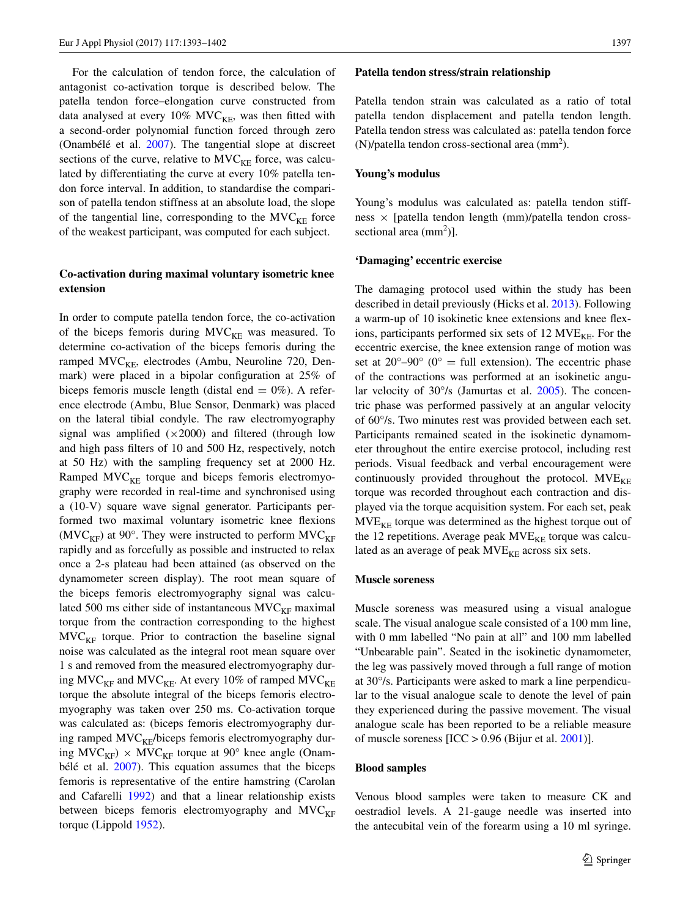For the calculation of tendon force, the calculation of antagonist co-activation torque is described below. The patella tendon force–elongation curve constructed from data analysed at every 10% $MVC_{KE}$, was then fitted with a second-order polynomial function forced through zero (Onambélé et al. 2007). The tangential slope at discreet sections of the curve, relative to $MVC_{KE}$ force, was calculated by differentiating the curve at every 10% patella tendon force interval. In addition, to standardise the comparison of patella tendon stiffness at an absolute load, the slope of the tangential line, corresponding to the $MVC_{KE}$ force of the weakest participant, was computed for each subject.

### Co-activation during maximal voluntary isometric knee extension

In order to compute patella tendon force, the co-activation of the biceps femoris during $MVC_{KE}$ was measured. To determine co-activation of the biceps femoris during the ramped $MVC_{KE}$, electrodes (Ambu, Neuroline 720, Denmark) were placed in a bipolar configuration at 25% of biceps femoris muscle length (distal end = 0%). A reference electrode (Ambu, Blue Sensor, Denmark) was placed on the lateral tibial condyle. The raw electromyography signal was amplified (×2000) and filtered (through low and high pass filters of 10 and 500 Hz, respectively, notch at 50 Hz) with the sampling frequency set at 2000 Hz. Ramped $MVC_{KE}$ torque and biceps femoris electromyography were recorded in real-time and synchronised using a (10-V) square wave signal generator. Participants performed two maximal voluntary isometric knee flexions ($MVC_{KF}$) at 90°. They were instructed to perform $MVC_{KF}$ rapidly and as forcefully as possible and instructed to relax once a 2-s plateau had been attained (as observed on the dynamometer screen display). The root mean square of the biceps femoris electromyography signal was calculated 500 ms either side of instantaneous $MVC_{KF}$ maximal torque from the contraction corresponding to the highest $MVC_{KF}$ torque. Prior to contraction the baseline signal noise was calculated as the integral root mean square over 1 s and removed from the measured electromyography during $MVC_{KF}$ and $MVC_{KE}$. At every 10% of ramped $MVC_{KE}$ torque the absolute integral of the biceps femoris electromyography was taken over 250 ms. Co-activation torque was calculated as: (biceps femoris electromyography during ramped $MVC_{KE}$/biceps femoris electromyography during $MVC_{KF}$) × $MVC_{KF}$ torque at 90° knee angle (Onambélé et al. 2007). This equation assumes that the biceps femoris is representative of the entire hamstring (Carolan and Cafarelli 1992) and that a linear relationship exists between biceps femoris electromyography and $MVC_{KF}$ torque (Lippold 1952).

### Patella tendon stress/strain relationship

Patella tendon strain was calculated as a ratio of total patella tendon displacement and patella tendon length. Patella tendon stress was calculated as: patella tendon force (N)/patella tendon cross-sectional area ($mm^2$).

### Young's modulus

Young's modulus was calculated as: patella tendon stiffness × [patella tendon length (mm)/patella tendon cross-sectional area ($mm^2$)].

### 'Damaging' eccentric exercise

The damaging protocol used within the study has been described in detail previously (Hicks et al. 2013). Following a warm-up of 10 isokinetic knee extensions and knee flexions, participants performed six sets of 12 $MVE_{KE}$. For the eccentric exercise, the knee extension range of motion was set at 20°–90° (0° = full extension). The eccentric phase of the contractions was performed at an isokinetic angular velocity of 30°/s (Jamurtas et al. 2005). The concentric phase was performed passively at an angular velocity of 60°/s. Two minutes rest was provided between each set. Participants remained seated in the isokinetic dynamometer throughout the entire exercise protocol, including rest periods. Visual feedback and verbal encouragement were continuously provided throughout the protocol. $MVE_{KE}$ torque was recorded throughout each contraction and displayed via the torque acquisition system. For each set, peak $MVE_{KE}$ torque was determined as the highest torque out of the 12 repetitions. Average peak $MVE_{KE}$ torque was calculated as an average of peak $MVE_{KE}$ across six sets.

### Muscle soreness

Muscle soreness was measured using a visual analogue scale. The visual analogue scale consisted of a 100 mm line, with 0 mm labelled "No pain at all" and 100 mm labelled "Unbearable pain". Seated in the isokinetic dynamometer, the leg was passively moved through a full range of motion at 30°/s. Participants were asked to mark a line perpendicular to the visual analogue scale to denote the level of pain they experienced during the passive movement. The visual analogue scale has been reported to be a reliable measure of muscle soreness [ICC > 0.96 (Bijur et al. 2001)].

### Blood samples

Venous blood samples were taken to measure CK and oestradiol levels. A 21-gauge needle was inserted into the antecubital vein of the forearm using a 10 ml syringe.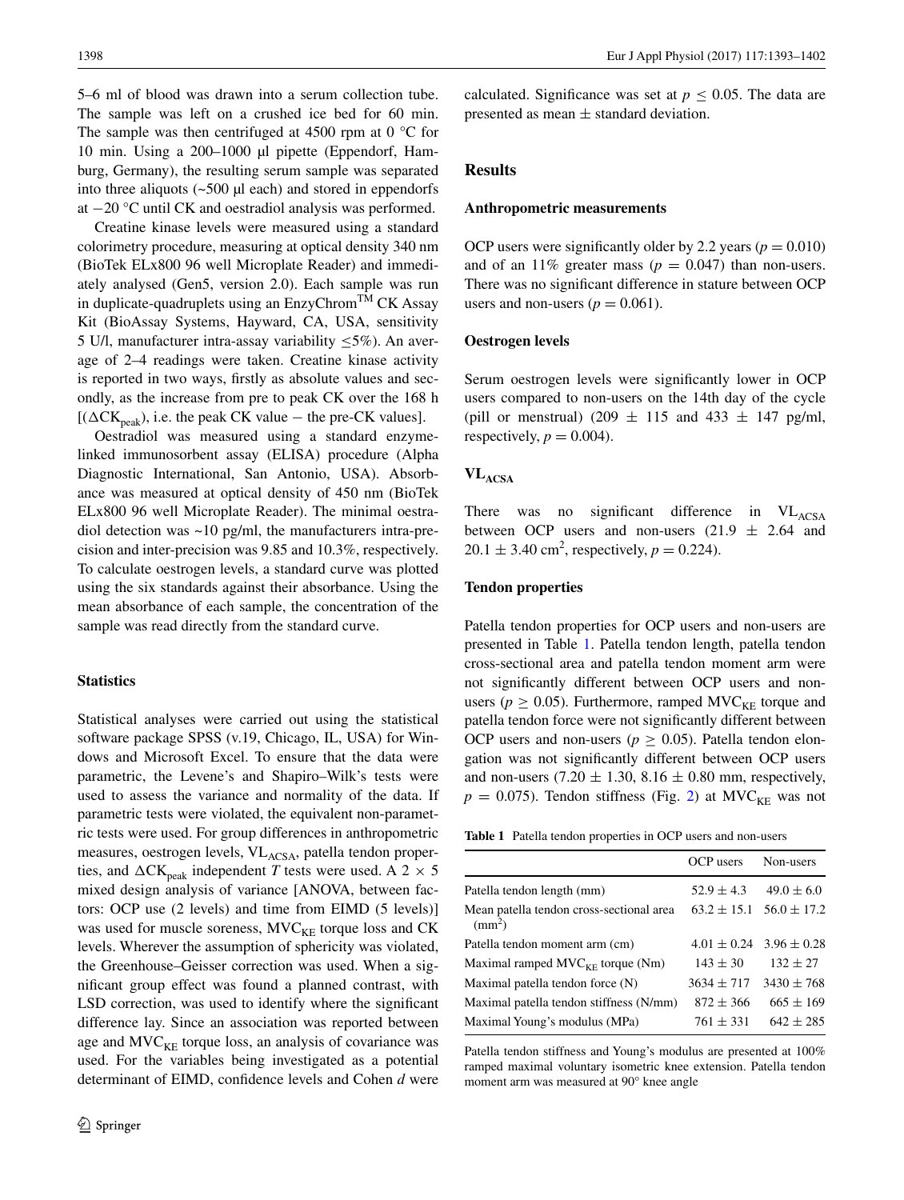5–6 ml of blood was drawn into a serum collection tube. The sample was left on a crushed ice bed for 60 min. The sample was then centrifuged at 4500 rpm at 0 °C for 10 min. Using a 200–1000 µl pipette (Eppendorf, Hamburg, Germany), the resulting serum sample was separated into three aliquots (~500 µl each) and stored in eppendorfs at −20 °C until CK and oestradiol analysis was performed.

Creatine kinase levels were measured using a standard colorimetry procedure, measuring at optical density 340 nm (BioTek ELx800 96 well Microplate Reader) and immediately analysed (Gen5, version 2.0). Each sample was run in duplicate-quadruplets using an EnzyChrom™ CK Assay Kit (BioAssay Systems, Hayward, CA, USA, sensitivity 5 U/l, manufacturer intra-assay variability ≤5%). An average of 2–4 readings were taken. Creatine kinase activity is reported in two ways, firstly as absolute values and secondly, as the increase from pre to peak CK over the 168 h [($\Delta CK_{peak}$), i.e. the peak CK value − the pre-CK values].

Oestradiol was measured using a standard enzyme-linked immunosorbent assay (ELISA) procedure (Alpha Diagnostic International, San Antonio, USA). Absorbance was measured at optical density of 450 nm (BioTek ELx800 96 well Microplate Reader). The minimal oestradiol detection was ~10 pg/ml, the manufacturers intra-precision and inter-precision was 9.85 and 10.3%, respectively. To calculate oestrogen levels, a standard curve was plotted using the six standards against their absorbance. Using the mean absorbance of each sample, the concentration of the sample was read directly from the standard curve.

### Statistics

Statistical analyses were carried out using the statistical software package SPSS (v.19, Chicago, IL, USA) for Windows and Microsoft Excel. To ensure that the data were parametric, the Levene's and Shapiro–Wilk's tests were used to assess the variance and normality of the data. If parametric tests were violated, the equivalent non-parametric tests were used. For group differences in anthropometric measures, oestrogen levels, $VL_{ACSA}$, patella tendon properties, and $\Delta CK_{peak}$ independent *T* tests were used. A 2 × 5 mixed design analysis of variance [ANOVA, between factors: OCP use (2 levels) and time from EIMD (5 levels)] was used for muscle soreness, $MVC_{KE}$ torque loss and CK levels. Wherever the assumption of sphericity was violated, the Greenhouse–Geisser correction was used. When a significant group effect was found a planned contrast, with LSD correction, was used to identify where the significant difference lay. Since an association was reported between age and $MVC_{KE}$ torque loss, an analysis of covariance was used. For the variables being investigated as a potential determinant of EIMD, confidence levels and Cohen *d* were calculated. Significance was set at $p \leq 0.05$. The data are presented as mean ± standard deviation.

## Results

### Anthropometric measurements

OCP users were significantly older by 2.2 years ($p = 0.010$) and of an 11% greater mass ($p = 0.047$) than non-users. There was no significant difference in stature between OCP users and non-users ($p = 0.061$).

### Oestrogen levels

Serum oestrogen levels were significantly lower in OCP users compared to non-users on the 14th day of the cycle (pill or menstrual) (209 ± 115 and 433 ± 147 pg/ml, respectively, $p = 0.004$).

### $VL_{ACSA}$

There was no significant difference in $VL_{ACSA}$ between OCP users and non-users (21.9 ± 2.64 and 20.1 ± 3.40 cm$^2$, respectively, $p = 0.224$).

### Tendon properties

Patella tendon properties for OCP users and non-users are presented in Table 1. Patella tendon length, patella tendon cross-sectional area and patella tendon moment arm were not significantly different between OCP users and non-users ($p \geq 0.05$). Furthermore, ramped $MVC_{KE}$ torque and patella tendon force were not significantly different between OCP users and non-users ($p \geq 0.05$). Patella tendon elongation was not significantly different between OCP users and non-users (7.20 ± 1.30, 8.16 ± 0.80 mm, respectively, $p = 0.075$). Tendon stiffness (Fig. 2) at $MVC_{KE}$ was not

**Table 1** Patella tendon properties in OCP users and non-users

| | OCP users | Non-users |
|---|---|---|
| Patella tendon length (mm) | 52.9 ± 4.3 | 49.0 ± 6.0 |
| Mean patella tendon cross-sectional area (mm$^2$) | 63.2 ± 15.1 | 56.0 ± 17.2 |
| Patella tendon moment arm (cm) | 4.01 ± 0.24 | 3.96 ± 0.28 |
| Maximal ramped $MVC_{KE}$ torque (Nm) | 143 ± 30 | 132 ± 27 |
| Maximal patella tendon force (N) | 3634 ± 717 | 3430 ± 768 |
| Maximal patella tendon stiffness (N/mm) | 872 ± 366 | 665 ± 169 |
| Maximal Young's modulus (MPa) | 761 ± 331 | 642 ± 285 |

Patella tendon stiffness and Young's modulus are presented at 100% ramped maximal voluntary isometric knee extension. Patella tendon moment arm was measured at 90° knee angle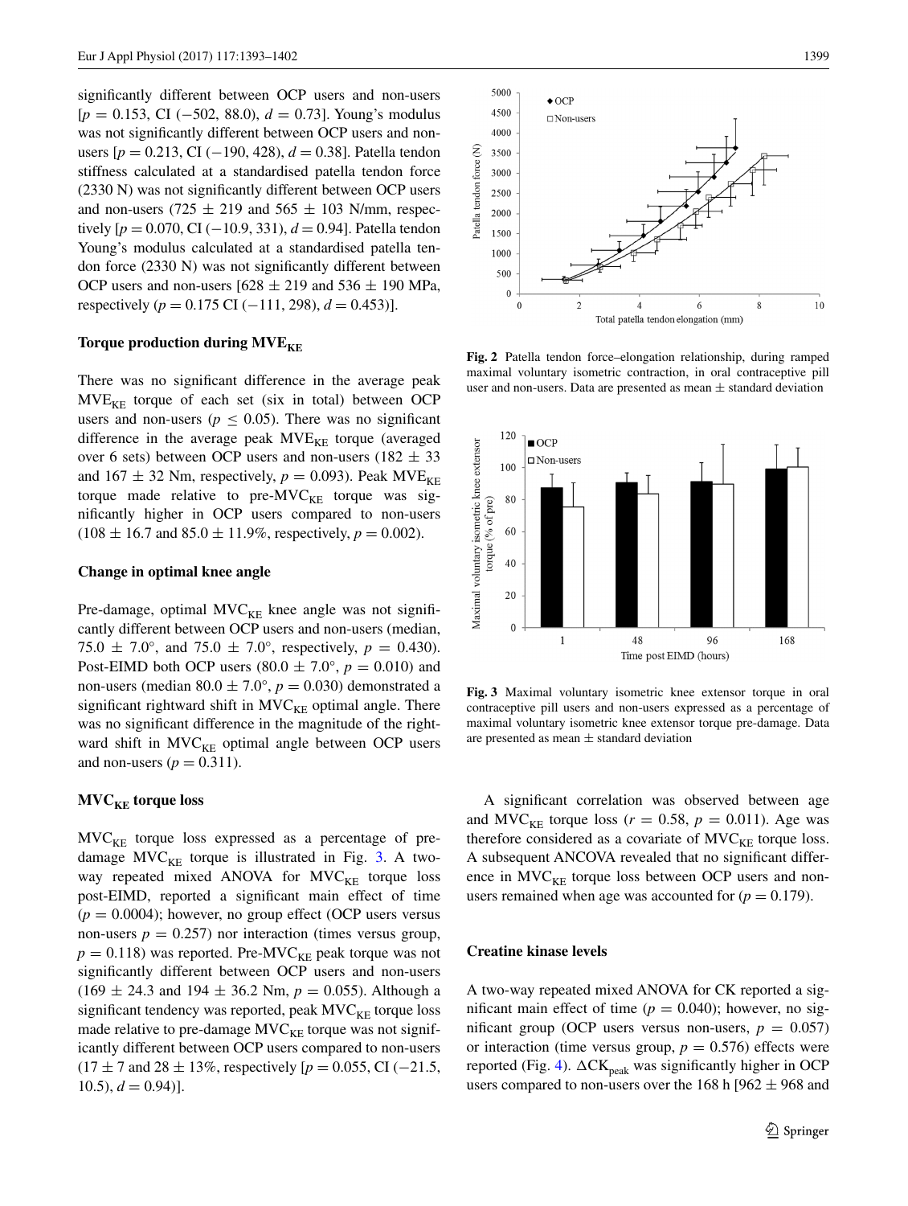significantly different between OCP users and non-users [$p = 0.153$, CI (−502, 88.0), $d = 0.73$]. Young's modulus was not significantly different between OCP users and non-users [$p = 0.213$, CI (−190, 428), $d = 0.38$]. Patella tendon stiffness calculated at a standardised patella tendon force (2330 N) was not significantly different between OCP users and non-users (725 ± 219 and 565 ± 103 N/mm, respectively [$p = 0.070$, CI (−10.9, 331), $d = 0.94$]. Patella tendon Young's modulus calculated at a standardised patella tendon force (2330 N) was not significantly different between OCP users and non-users [628 ± 219 and 536 ± 190 MPa, respectively ($p = 0.175$ CI (−111, 298), $d = 0.453$)].

### Torque production during $MVE_{KE}$

There was no significant difference in the average peak $MVE_{KE}$ torque of each set (six in total) between OCP users and non-users ($p \leq 0.05$). There was no significant difference in the average peak $MVE_{KE}$ torque (averaged over 6 sets) between OCP users and non-users (182 ± 33 and 167 ± 32 Nm, respectively, $p = 0.093$). Peak $MVE_{KE}$ torque made relative to pre-$MVC_{KE}$ torque was significantly higher in OCP users compared to non-users (108 ± 16.7 and 85.0 ± 11.9%, respectively, $p = 0.002$).

### Change in optimal knee angle

Pre-damage, optimal $MVC_{KE}$ knee angle was not significantly different between OCP users and non-users (median, 75.0 ± 7.0°, and 75.0 ± 7.0°, respectively, $p = 0.430$). Post-EIMD both OCP users (80.0 ± 7.0°, $p = 0.010$) and non-users (median 80.0 ± 7.0°, $p = 0.030$) demonstrated a significant rightward shift in $MVC_{KE}$ optimal angle. There was no significant difference in the magnitude of the rightward shift in $MVC_{KE}$ optimal angle between OCP users and non-users ($p = 0.311$).

### $MVC_{KE}$ torque loss

$MVC_{KE}$ torque loss expressed as a percentage of pre-damage $MVC_{KE}$ torque is illustrated in Fig. 3. A two-way repeated mixed ANOVA for $MVC_{KE}$ torque loss post-EIMD, reported a significant main effect of time ($p = 0.0004$); however, no group effect (OCP users versus non-users $p = 0.257$) nor interaction (times versus group, $p = 0.118$) was reported. Pre-$MVC_{KE}$ peak torque was not significantly different between OCP users and non-users (169 ± 24.3 and 194 ± 36.2 Nm, $p = 0.055$). Although a significant tendency was reported, peak $MVC_{KE}$ torque loss made relative to pre-damage $MVC_{KE}$ torque was not significantly different between OCP users compared to non-users (17 ± 7 and 28 ± 13%, respectively [$p = 0.055$, CI (−21.5, 10.5), $d = 0.94$)].

Fig. 2 Patella tendon force–elongation relationship, during ramped maximal voluntary isometric contraction, in oral contraceptive pill user and non-users. Data are presented as mean ± standard deviation

Fig. 3 Maximal voluntary isometric knee extensor torque in oral contraceptive pill users and non-users expressed as a percentage of maximal voluntary isometric knee extensor torque pre-damage. Data are presented as mean ± standard deviation

A significant correlation was observed between age and $MVC_{KE}$ torque loss ($r = 0.58$, $p = 0.011$). Age was therefore considered as a covariate of $MVC_{KE}$ torque loss. A subsequent ANCOVA revealed that no significant difference in $MVC_{KE}$ torque loss between OCP users and non-users remained when age was accounted for ($p = 0.179$).

### Creatine kinase levels

A two-way repeated mixed ANOVA for CK reported a significant main effect of time ($p = 0.040$); however, no significant group (OCP users versus non-users, $p = 0.057$) or interaction (time versus group, $p = 0.576$) effects were reported (Fig. 4). $\Delta CK_{peak}$ was significantly higher in OCP users compared to non-users over the 168 h [962 ± 968 and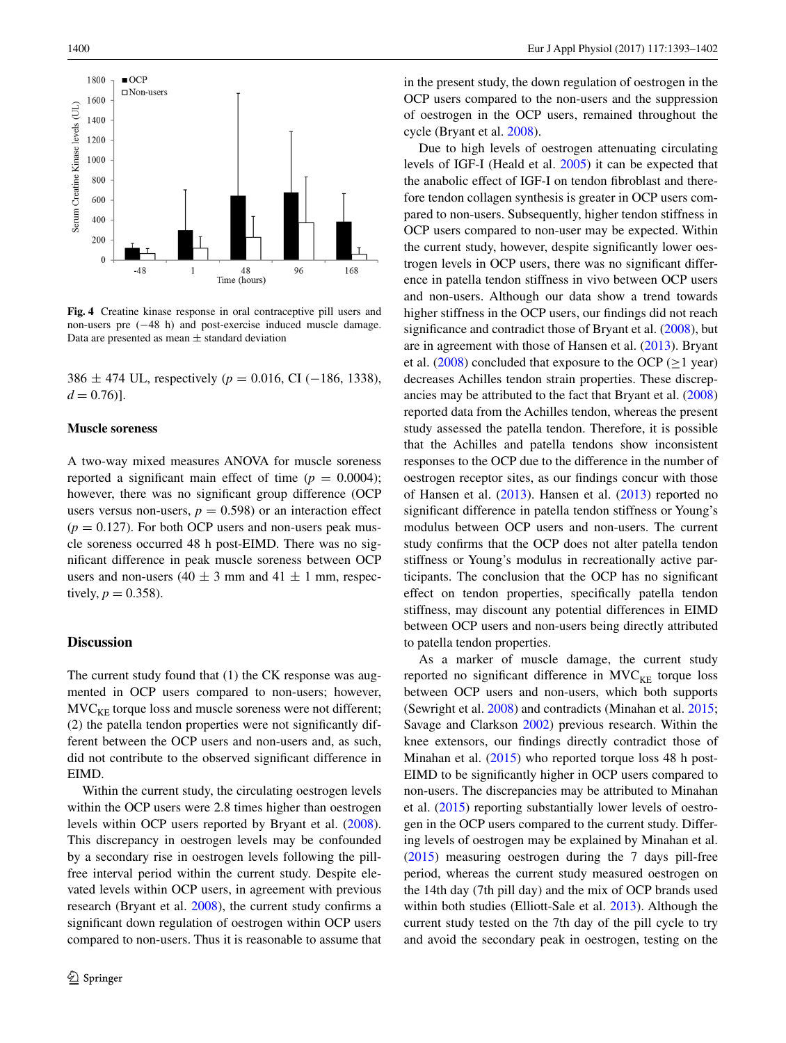Fig. 4 Creatine kinase response in oral contraceptive pill users and non-users pre (−48 h) and post-exercise induced muscle damage. Data are presented as mean ± standard deviation

386 ± 474 UL, respectively ($p = 0.016$, CI (−186, 1338), $d = 0.76$)].

### Muscle soreness

A two-way mixed measures ANOVA for muscle soreness reported a significant main effect of time ($p = 0.0004$); however, there was no significant group difference (OCP users versus non-users, $p = 0.598$) or an interaction effect ($p = 0.127$). For both OCP users and non-users peak muscle soreness occurred 48 h post-EIMD. There was no significant difference in peak muscle soreness between OCP users and non-users (40 ± 3 mm and 41 ± 1 mm, respectively, $p = 0.358$).

## Discussion

The current study found that (1) the CK response was augmented in OCP users compared to non-users; however, $MVC_{KE}$ torque loss and muscle soreness were not different; (2) the patella tendon properties were not significantly different between the OCP users and non-users and, as such, did not contribute to the observed significant difference in EIMD.

Within the current study, the circulating oestrogen levels within the OCP users were 2.8 times higher than oestrogen levels within OCP users reported by Bryant et al. (2008). This discrepancy in oestrogen levels may be confounded by a secondary rise in oestrogen levels following the pill-free interval period within the current study. Despite elevated levels within OCP users, in agreement with previous research (Bryant et al. 2008), the current study confirms a significant down regulation of oestrogen within OCP users compared to non-users. Thus it is reasonable to assume that in the present study, the down regulation of oestrogen in the OCP users compared to the non-users and the suppression of oestrogen in the OCP users, remained throughout the cycle (Bryant et al. 2008).

Due to high levels of oestrogen attenuating circulating levels of IGF-I (Heald et al. 2005) it can be expected that the anabolic effect of IGF-I on tendon fibroblast and therefore tendon collagen synthesis is greater in OCP users compared to non-users. Subsequently, higher tendon stiffness in OCP users compared to non-user may be expected. Within the current study, however, despite significantly lower oestrogen levels in OCP users, there was no significant difference in patella tendon stiffness in vivo between OCP users and non-users. Although our data show a trend towards higher stiffness in the OCP users, our findings did not reach significance and contradict those of Bryant et al. (2008), but are in agreement with those of Hansen et al. (2013). Bryant et al. (2008) concluded that exposure to the OCP (≥1 year) decreases Achilles tendon strain properties. These discrepancies may be attributed to the fact that Bryant et al. (2008) reported data from the Achilles tendon, whereas the present study assessed the patella tendon. Therefore, it is possible that the Achilles and patella tendons show inconsistent responses to the OCP due to the difference in the number of oestrogen receptor sites, as our findings concur with those of Hansen et al. (2013). Hansen et al. (2013) reported no significant difference in patella tendon stiffness or Young's modulus between OCP users and non-users. The current study confirms that the OCP does not alter patella tendon stiffness or Young's modulus in recreationally active participants. The conclusion that the OCP has no significant effect on tendon properties, specifically patella tendon stiffness, may discount any potential differences in EIMD between OCP users and non-users being directly attributed to patella tendon properties.

As a marker of muscle damage, the current study reported no significant difference in $MVC_{KE}$ torque loss between OCP users and non-users, which both supports (Sewright et al. 2008) and contradicts (Minahan et al. 2015; Savage and Clarkson 2002) previous research. Within the knee extensors, our findings directly contradict those of Minahan et al. (2015) who reported torque loss 48 h post-EIMD to be significantly higher in OCP users compared to non-users. The discrepancies may be attributed to Minahan et al. (2015) reporting substantially lower levels of oestrogen in the OCP users compared to the current study. Differing levels of oestrogen may be explained by Minahan et al. (2015) measuring oestrogen during the 7 days pill-free period, whereas the current study measured oestrogen on the 14th day (7th pill day) and the mix of OCP brands used within both studies (Elliott-Sale et al. 2013). Although the current study tested on the 7th day of the pill cycle to try and avoid the secondary peak in oestrogen, testing on the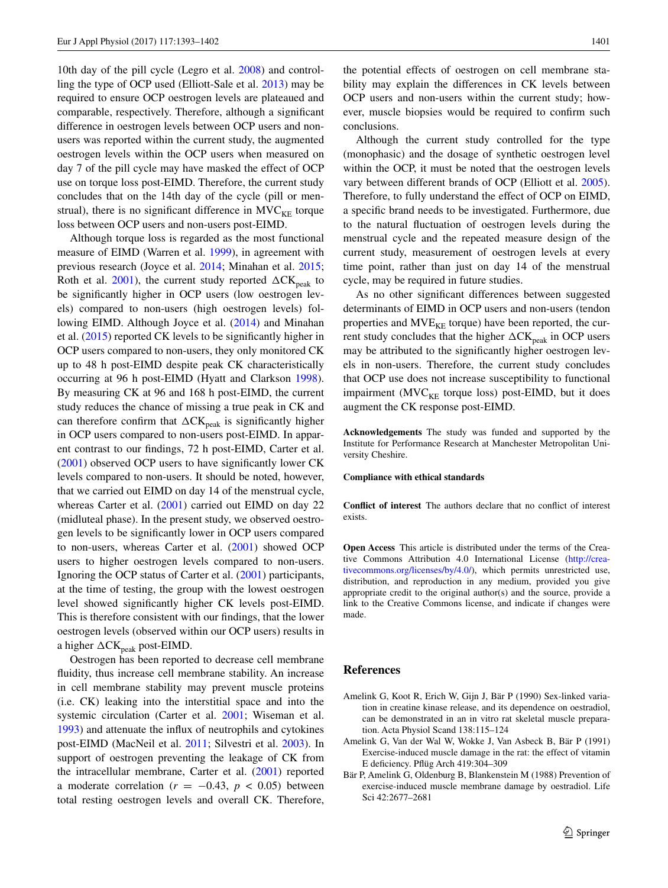10th day of the pill cycle (Legro et al. 2008) and controlling the type of OCP used (Elliott-Sale et al. 2013) may be required to ensure OCP oestrogen levels are plateaued and comparable, respectively. Therefore, although a significant difference in oestrogen levels between OCP users and non-users was reported within the current study, the augmented oestrogen levels within the OCP users when measured on day 7 of the pill cycle may have masked the effect of OCP use on torque loss post-EIMD. Therefore, the current study concludes that on the 14th day of the cycle (pill or menstrual), there is no significant difference in $MVC_{KE}$ torque loss between OCP users and non-users post-EIMD.

Although torque loss is regarded as the most functional measure of EIMD (Warren et al. 1999), in agreement with previous research (Joyce et al. 2014; Minahan et al. 2015; Roth et al. 2001), the current study reported $\Delta CK_{peak}$ to be significantly higher in OCP users (low oestrogen levels) compared to non-users (high oestrogen levels) following EIMD. Although Joyce et al. (2014) and Minahan et al. (2015) reported CK levels to be significantly higher in OCP users compared to non-users, they only monitored CK up to 48 h post-EIMD despite peak CK characteristically occurring at 96 h post-EIMD (Hyatt and Clarkson 1998). By measuring CK at 96 and 168 h post-EIMD, the current study reduces the chance of missing a true peak in CK and can therefore confirm that $\Delta CK_{peak}$ is significantly higher in OCP users compared to non-users post-EIMD. In apparent contrast to our findings, 72 h post-EIMD, Carter et al. (2001) observed OCP users to have significantly lower CK levels compared to non-users. It should be noted, however, that we carried out EIMD on day 14 of the menstrual cycle, whereas Carter et al. (2001) carried out EIMD on day 22 (midluteal phase). In the present study, we observed oestrogen levels to be significantly lower in OCP users compared to non-users, whereas Carter et al. (2001) showed OCP users to higher oestrogen levels compared to non-users. Ignoring the OCP status of Carter et al. (2001) participants, at the time of testing, the group with the lowest oestrogen level showed significantly higher CK levels post-EIMD. This is therefore consistent with our findings, that the lower oestrogen levels (observed within our OCP users) results in a higher $\Delta CK_{peak}$ post-EIMD.

Oestrogen has been reported to decrease cell membrane fluidity, thus increase cell membrane stability. An increase in cell membrane stability may prevent muscle proteins (i.e. CK) leaking into the interstitial space and into the systemic circulation (Carter et al. 2001; Wiseman et al. 1993) and attenuate the influx of neutrophils and cytokines post-EIMD (MacNeil et al. 2011; Silvestri et al. 2003). In support of oestrogen preventing the leakage of CK from the intracellular membrane, Carter et al. (2001) reported a moderate correlation ($r = -0.43$, $p < 0.05$) between total resting oestrogen levels and overall CK. Therefore, the potential effects of oestrogen on cell membrane stability may explain the differences in CK levels between OCP users and non-users within the current study; however, muscle biopsies would be required to confirm such conclusions.

Although the current study controlled for the type (monophasic) and the dosage of synthetic oestrogen level within the OCP, it must be noted that the oestrogen levels vary between different brands of OCP (Elliott et al. 2005). Therefore, to fully understand the effect of OCP on EIMD, a specific brand needs to be investigated. Furthermore, due to the natural fluctuation of oestrogen levels during the menstrual cycle and the repeated measure design of the current study, measurement of oestrogen levels at every time point, rather than just on day 14 of the menstrual cycle, may be required in future studies.

As no other significant differences between suggested determinants of EIMD in OCP users and non-users (tendon properties and $MVE_{KE}$ torque) have been reported, the current study concludes that the higher $\Delta CK_{peak}$ in OCP users may be attributed to the significantly higher oestrogen levels in non-users. Therefore, the current study concludes that OCP use does not increase susceptibility to functional impairment ($MVC_{KE}$ torque loss) post-EIMD, but it does augment the CK response post-EIMD.

**Acknowledgements** The study was funded and supported by the Institute for Performance Research at Manchester Metropolitan University Cheshire.

**Compliance with ethical standards**

**Conflict of interest** The authors declare that no conflict of interest exists.

**Open Access** This article is distributed under the terms of the Creative Commons Attribution 4.0 International License (http://creativecommons.org/licenses/by/4.0/), which permits unrestricted use, distribution, and reproduction in any medium, provided you give appropriate credit to the original author(s) and the source, provide a link to the Creative Commons license, and indicate if changes were made.

## References

- Amelink G, Koot R, Erich W, Gijn J, Bär P (1990) Sex-linked variation in creatine kinase release, and its dependence on oestradiol, can be demonstrated in an in vitro rat skeletal muscle preparation. Acta Physiol Scand 138:115–124
- Amelink G, Van der Wal W, Wokke J, Van Asbeck B, Bär P (1991) Exercise-induced muscle damage in the rat: the effect of vitamin E deficiency. Pflüg Arch 419:304–309
- Bär P, Amelink G, Oldenburg B, Blankenstein M (1988) Prevention of exercise-induced muscle membrane damage by oestradiol. Life Sci 42:2677–2681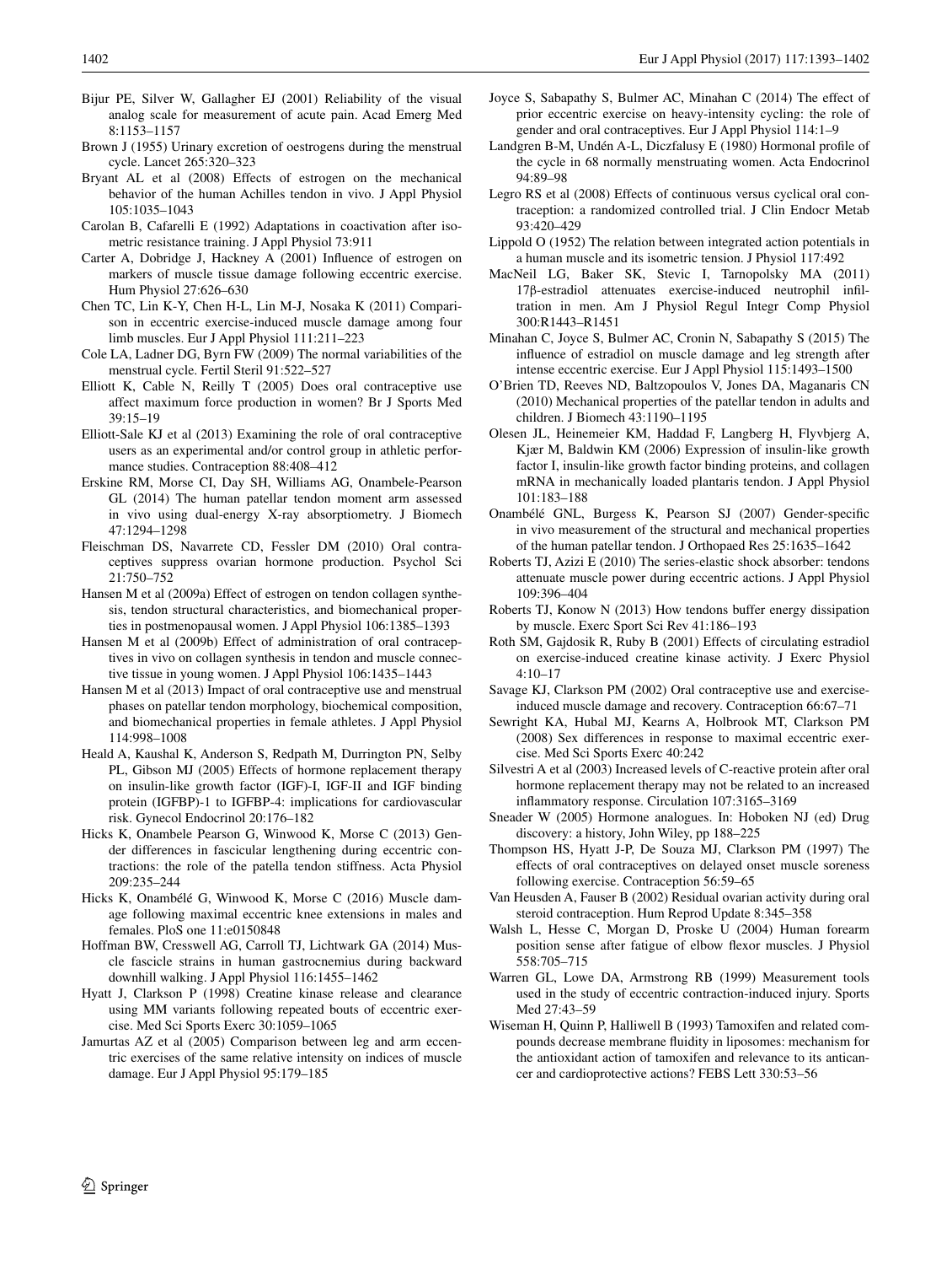Bijur PE, Silver W, Gallagher EJ (2001) Reliability of the visual analog scale for measurement of acute pain. Acad Emerg Med 8:1153–1157

Brown J (1955) Urinary excretion of oestrogens during the menstrual cycle. Lancet 265:320–323

Bryant AL et al (2008) Effects of estrogen on the mechanical behavior of the human Achilles tendon in vivo. J Appl Physiol 105:1035–1043

Carolan B, Cafarelli E (1992) Adaptations in coactivation after isometric resistance training. J Appl Physiol 73:911

Carter A, Dobridge J, Hackney A (2001) Influence of estrogen on markers of muscle tissue damage following eccentric exercise. Hum Physiol 27:626–630

Chen TC, Lin K-Y, Chen H-L, Lin M-J, Nosaka K (2011) Comparison in eccentric exercise-induced muscle damage among four limb muscles. Eur J Appl Physiol 111:211–223

Cole LA, Ladner DG, Byrn FW (2009) The normal variabilities of the menstrual cycle. Fertil Steril 91:522–527

Elliott K, Cable N, Reilly T (2005) Does oral contraceptive use affect maximum force production in women? Br J Sports Med 39:15–19

Elliott-Sale KJ et al (2013) Examining the role of oral contraceptive users as an experimental and/or control group in athletic performance studies. Contraception 88:408–412

Erskine RM, Morse CI, Day SH, Williams AG, Onambele-Pearson GL (2014) The human patellar tendon moment arm assessed in vivo using dual-energy X-ray absorptiometry. J Biomech 47:1294–1298

Fleischman DS, Navarrete CD, Fessler DM (2010) Oral contraceptives suppress ovarian hormone production. Psychol Sci 21:750–752

Hansen M et al (2009a) Effect of estrogen on tendon collagen synthesis, tendon structural characteristics, and biomechanical properties in postmenopausal women. J Appl Physiol 106:1385–1393

Hansen M et al (2009b) Effect of administration of oral contraceptives in vivo on collagen synthesis in tendon and muscle connective tissue in young women. J Appl Physiol 106:1435–1443

Hansen M et al (2013) Impact of oral contraceptive use and menstrual phases on patellar tendon morphology, biochemical composition, and biomechanical properties in female athletes. J Appl Physiol 114:998–1008

Heald A, Kaushal K, Anderson S, Redpath M, Durrington PN, Selby PL, Gibson MJ (2005) Effects of hormone replacement therapy on insulin-like growth factor (IGF)-I, IGF-II and IGF binding protein (IGFBP)-1 to IGFBP-4: implications for cardiovascular risk. Gynecol Endocrinol 20:176–182

Hicks K, Onambele Pearson G, Winwood K, Morse C (2013) Gender differences in fascicular lengthening during eccentric contractions: the role of the patella tendon stiffness. Acta Physiol 209:235–244

Hicks K, Onambélé G, Winwood K, Morse C (2016) Muscle damage following maximal eccentric knee extensions in males and females. PloS one 11:e0150848

Hoffman BW, Cresswell AG, Carroll TJ, Lichtwark GA (2014) Muscle fascicle strains in human gastrocnemius during backward downhill walking. J Appl Physiol 116:1455–1462

Hyatt J, Clarkson P (1998) Creatine kinase release and clearance using MM variants following repeated bouts of eccentric exercise. Med Sci Sports Exerc 30:1059–1065

Jamurtas AZ et al (2005) Comparison between leg and arm eccentric exercises of the same relative intensity on indices of muscle damage. Eur J Appl Physiol 95:179–185

Joyce S, Sabapathy S, Bulmer AC, Minahan C (2014) The effect of prior eccentric exercise on heavy-intensity cycling: the role of gender and oral contraceptives. Eur J Appl Physiol 114:1–9

Landgren B-M, Undén A-L, Diczfalusy E (1980) Hormonal profile of the cycle in 68 normally menstruating women. Acta Endocrinol 94:89–98

Legro RS et al (2008) Effects of continuous versus cyclical oral contraception: a randomized controlled trial. J Clin Endocr Metab 93:420–429

Lippold O (1952) The relation between integrated action potentials in a human muscle and its isometric tension. J Physiol 117:492

MacNeil LG, Baker SK, Stevic I, Tarnopolsky MA (2011) 17β-estradiol attenuates exercise-induced neutrophil infiltration in men. Am J Physiol Regul Integr Comp Physiol 300:R1443–R1451

Minahan C, Joyce S, Bulmer AC, Cronin N, Sabapathy S (2015) The influence of estradiol on muscle damage and leg strength after intense eccentric exercise. Eur J Appl Physiol 115:1493–1500

O'Brien TD, Reeves ND, Baltzopoulos V, Jones DA, Maganaris CN (2010) Mechanical properties of the patellar tendon in adults and children. J Biomech 43:1190–1195

Olesen JL, Heinemeier KM, Haddad F, Langberg H, Flyvbjerg A, Kjær M, Baldwin KM (2006) Expression of insulin-like growth factor I, insulin-like growth factor binding proteins, and collagen mRNA in mechanically loaded plantaris tendon. J Appl Physiol 101:183–188

Onambélé GNL, Burgess K, Pearson SJ (2007) Gender-specific in vivo measurement of the structural and mechanical properties of the human patellar tendon. J Orthopaed Res 25:1635–1642

Roberts TJ, Azizi E (2010) The series-elastic shock absorber: tendons attenuate muscle power during eccentric actions. J Appl Physiol 109:396–404

Roberts TJ, Konow N (2013) How tendons buffer energy dissipation by muscle. Exerc Sport Sci Rev 41:186–193

Roth SM, Gajdosik R, Ruby B (2001) Effects of circulating estradiol on exercise-induced creatine kinase activity. J Exerc Physiol 4:10–17

Savage KJ, Clarkson PM (2002) Oral contraceptive use and exercise-induced muscle damage and recovery. Contraception 66:67–71

Sewright KA, Hubal MJ, Kearns A, Holbrook MT, Clarkson PM (2008) Sex differences in response to maximal eccentric exercise. Med Sci Sports Exerc 40:242

Silvestri A et al (2003) Increased levels of C-reactive protein after oral hormone replacement therapy may not be related to an increased inflammatory response. Circulation 107:3165–3169

Sneader W (2005) Hormone analogues. In: Hoboken NJ (ed) Drug discovery: a history, John Wiley, pp 188–225

Thompson HS, Hyatt J-P, De Souza MJ, Clarkson PM (1997) The effects of oral contraceptives on delayed onset muscle soreness following exercise. Contraception 56:59–65

Van Heusden A, Fauser B (2002) Residual ovarian activity during oral steroid contraception. Hum Reprod Update 8:345–358

Walsh L, Hesse C, Morgan D, Proske U (2004) Human forearm position sense after fatigue of elbow flexor muscles. J Physiol 558:705–715

Warren GL, Lowe DA, Armstrong RB (1999) Measurement tools used in the study of eccentric contraction-induced injury. Sports Med 27:43–59

Wiseman H, Quinn P, Halliwell B (1993) Tamoxifen and related compounds decrease membrane fluidity in liposomes: mechanism for the antioxidant action of tamoxifen and relevance to its anticancer and cardioprotective actions? FEBS Lett 330:53–56